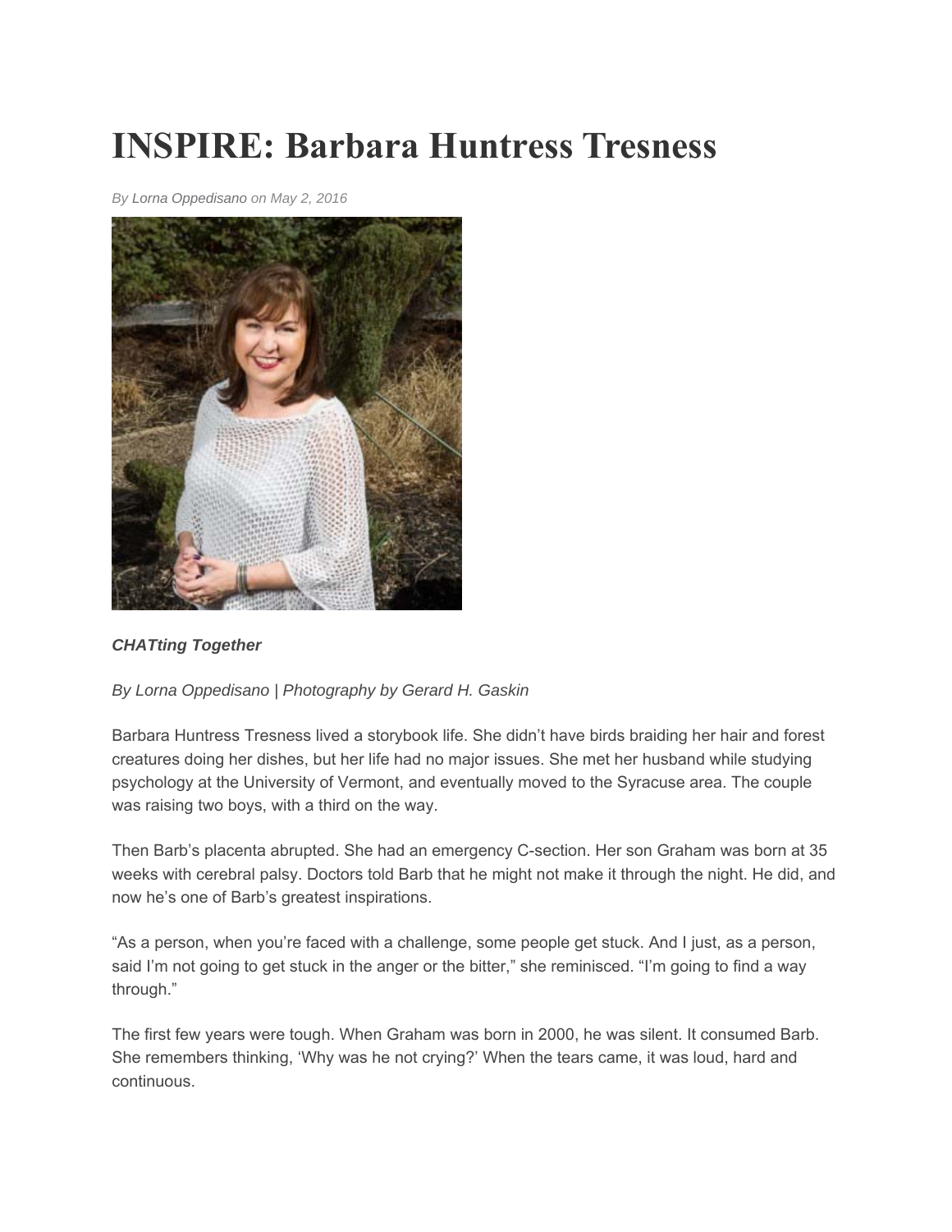# INSPIRE: Barbara Huntress Tresness

*By Lorna Oppedisano on May 2, 2016*

***CHATting Together***

*By Lorna Oppedisano | Photography by Gerard H. Gaskin*

Barbara Huntress Tresness lived a storybook life. She didn't have birds braiding her hair and forest creatures doing her dishes, but her life had no major issues. She met her husband while studying psychology at the University of Vermont, and eventually moved to the Syracuse area. The couple was raising two boys, with a third on the way.

Then Barb's placenta abrupted. She had an emergency C-section. Her son Graham was born at 35 weeks with cerebral palsy. Doctors told Barb that he might not make it through the night. He did, and now he's one of Barb's greatest inspirations.

"As a person, when you're faced with a challenge, some people get stuck. And I just, as a person, said I'm not going to get stuck in the anger or the bitter," she reminisced. "I'm going to find a way through."

The first few years were tough. When Graham was born in 2000, he was silent. It consumed Barb. She remembers thinking, 'Why was he not crying?' When the tears came, it was loud, hard and continuous.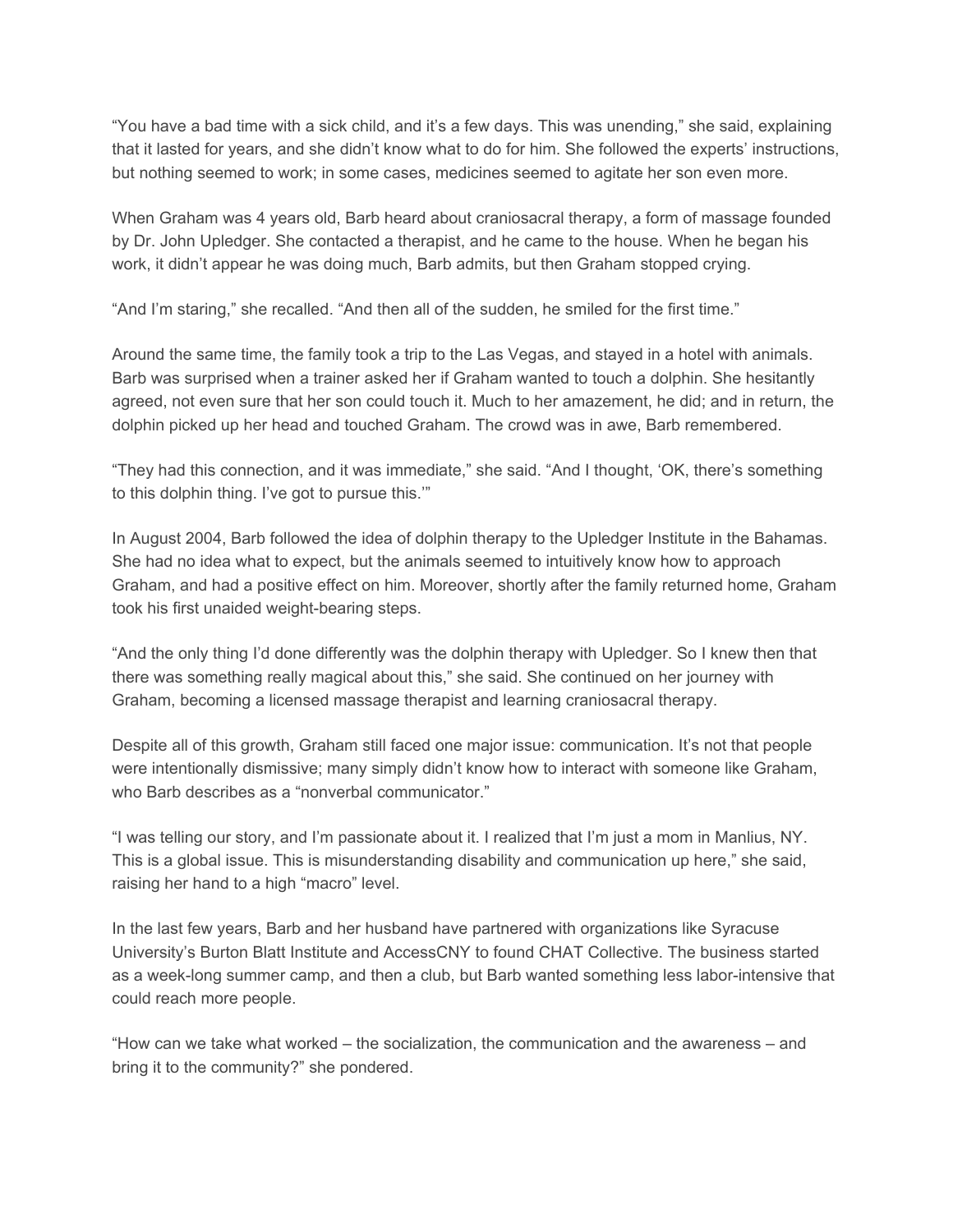"You have a bad time with a sick child, and it's a few days. This was unending," she said, explaining that it lasted for years, and she didn't know what to do for him. She followed the experts' instructions, but nothing seemed to work; in some cases, medicines seemed to agitate her son even more.

When Graham was 4 years old, Barb heard about craniosacral therapy, a form of massage founded by Dr. John Upledger. She contacted a therapist, and he came to the house. When he began his work, it didn't appear he was doing much, Barb admits, but then Graham stopped crying.

"And I'm staring," she recalled. "And then all of the sudden, he smiled for the first time."

Around the same time, the family took a trip to the Las Vegas, and stayed in a hotel with animals. Barb was surprised when a trainer asked her if Graham wanted to touch a dolphin. She hesitantly agreed, not even sure that her son could touch it. Much to her amazement, he did; and in return, the dolphin picked up her head and touched Graham. The crowd was in awe, Barb remembered.

"They had this connection, and it was immediate," she said. "And I thought, 'OK, there's something to this dolphin thing. I've got to pursue this.'"

In August 2004, Barb followed the idea of dolphin therapy to the Upledger Institute in the Bahamas. She had no idea what to expect, but the animals seemed to intuitively know how to approach Graham, and had a positive effect on him. Moreover, shortly after the family returned home, Graham took his first unaided weight-bearing steps.

"And the only thing I'd done differently was the dolphin therapy with Upledger. So I knew then that there was something really magical about this," she said. She continued on her journey with Graham, becoming a licensed massage therapist and learning craniosacral therapy.

Despite all of this growth, Graham still faced one major issue: communication. It's not that people were intentionally dismissive; many simply didn't know how to interact with someone like Graham, who Barb describes as a "nonverbal communicator."

"I was telling our story, and I'm passionate about it. I realized that I'm just a mom in Manlius, NY. This is a global issue. This is misunderstanding disability and communication up here," she said, raising her hand to a high "macro" level.

In the last few years, Barb and her husband have partnered with organizations like Syracuse University's Burton Blatt Institute and AccessCNY to found CHAT Collective. The business started as a week-long summer camp, and then a club, but Barb wanted something less labor-intensive that could reach more people.

"How can we take what worked – the socialization, the communication and the awareness – and bring it to the community?" she pondered.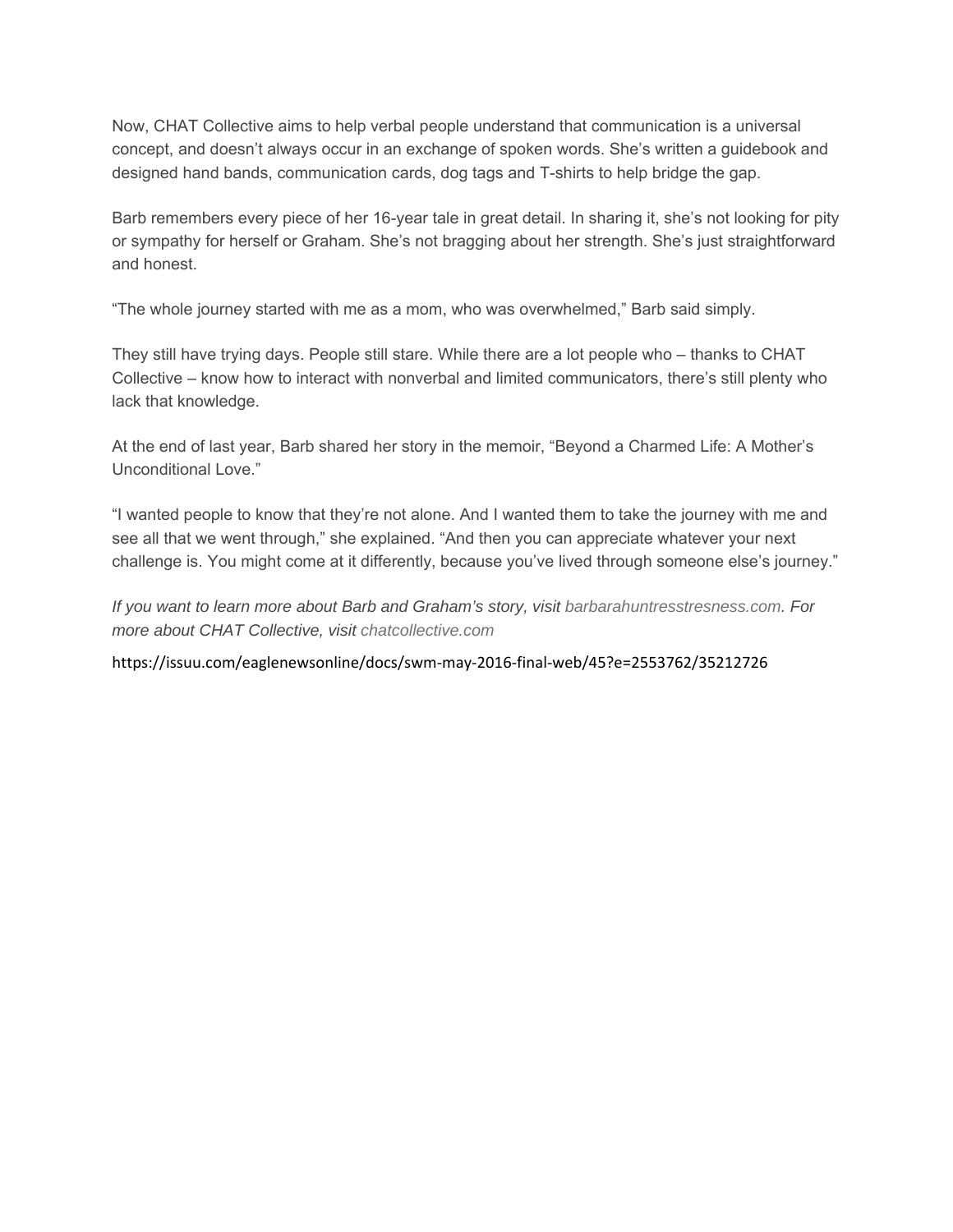Now, CHAT Collective aims to help verbal people understand that communication is a universal concept, and doesn't always occur in an exchange of spoken words. She's written a guidebook and designed hand bands, communication cards, dog tags and T-shirts to help bridge the gap.

Barb remembers every piece of her 16-year tale in great detail. In sharing it, she's not looking for pity or sympathy for herself or Graham. She's not bragging about her strength. She's just straightforward and honest.

"The whole journey started with me as a mom, who was overwhelmed," Barb said simply.

They still have trying days. People still stare. While there are a lot people who – thanks to CHAT Collective – know how to interact with nonverbal and limited communicators, there's still plenty who lack that knowledge.

At the end of last year, Barb shared her story in the memoir, "Beyond a Charmed Life: A Mother's Unconditional Love."

"I wanted people to know that they're not alone. And I wanted them to take the journey with me and see all that we went through," she explained. "And then you can appreciate whatever your next challenge is. You might come at it differently, because you've lived through someone else's journey."

*If you want to learn more about Barb and Graham's story, visit barbarahuntresstresness.com. For more about CHAT Collective, visit chatcollective.com*

https://issuu.com/eaglenewsonline/docs/swm-may-2016-final-web/45?e=2553762/35212726